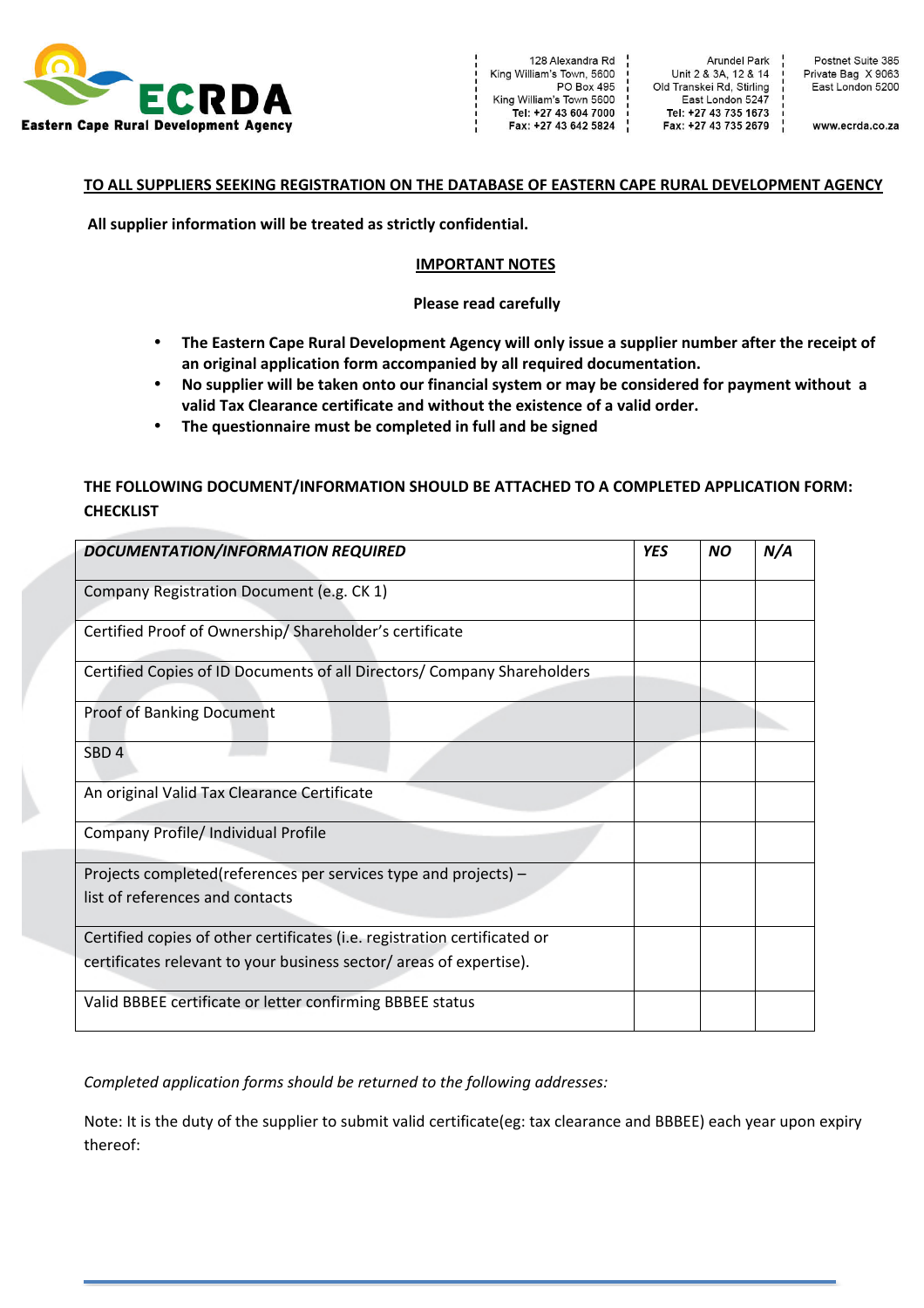**ECRDA**
**Eastern Cape Rural Development Agency**

128 Alexandra Rd
King William's Town, 5600
PO Box 495
King William's Town 5600
**Tel: +27 43 604 7000**
**Fax: +27 43 642 5824**

Arundel Park
Unit 2 & 3A, 12 & 14
Old Transkei Rd, Stirling
East London 5247
**Tel: +27 43 735 1673**
**Fax: +27 43 735 2679**

Postnet Suite 385
Private Bag X 9063
East London 5200

www.ecrda.co.za

**<u>TO ALL SUPPLIERS SEEKING REGISTRATION ON THE DATABASE OF EASTERN CAPE RURAL DEVELOPMENT AGENCY</u>**

**All supplier information will be treated as strictly confidential.**

**<u>IMPORTANT NOTES</u>**

**Please read carefully**

- **The Eastern Cape Rural Development Agency will only issue a supplier number after the receipt of an original application form accompanied by all required documentation.**
- **No supplier will be taken onto our financial system or may be considered for payment without a valid Tax Clearance certificate and without the existence of a valid order.**
- **The questionnaire must be completed in full and be signed**

**THE FOLLOWING DOCUMENT/INFORMATION SHOULD BE ATTACHED TO A COMPLETED APPLICATION FORM: CHECKLIST**

| ***DOCUMENTATION/INFORMATION REQUIRED*** | ***YES*** | ***NO*** | ***N/A*** |
|---|---|---|---|
| Company Registration Document (e.g. CK 1) | | | |
| Certified Proof of Ownership/ Shareholder's certificate | | | |
| Certified Copies of ID Documents of all Directors/ Company Shareholders | | | |
| Proof of Banking Document | | | |
| SBD 4 | | | |
| An original Valid Tax Clearance Certificate | | | |
| Company Profile/ Individual Profile | | | |
| Projects completed(references per services type and projects) – list of references and contacts | | | |
| Certified copies of other certificates (i.e. registration certificated or certificates relevant to your business sector/ areas of expertise). | | | |
| Valid BBBEE certificate or letter confirming BBBEE status | | | |

*Completed application forms should be returned to the following addresses:*

Note: It is the duty of the supplier to submit valid certificate(eg: tax clearance and BBBEE) each year upon expiry thereof: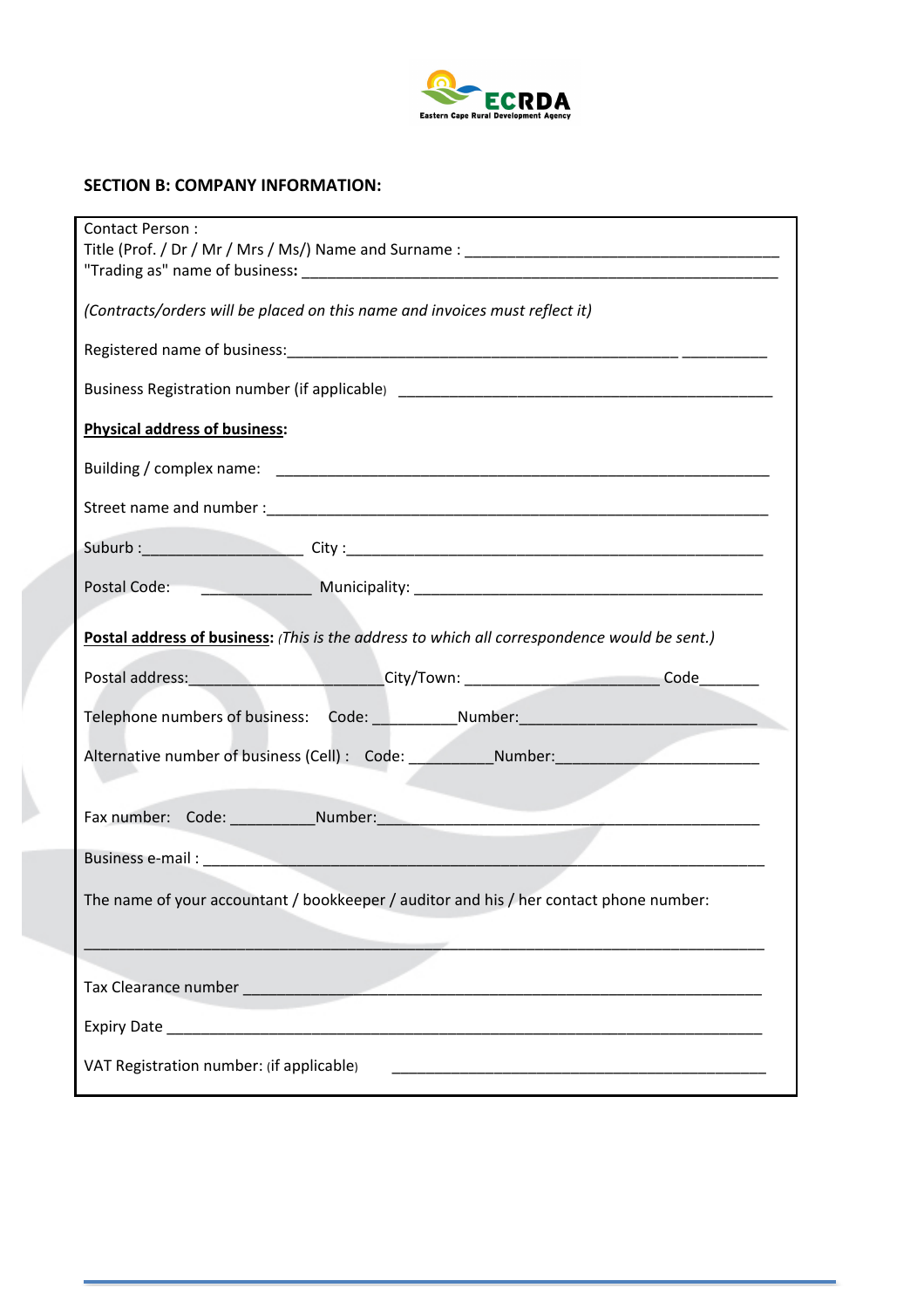ECRDA
Eastern Cape Rural Development Agency

## SECTION B: COMPANY INFORMATION:

Contact Person :
Title (Prof. / Dr / Mr / Mrs / Ms/) Name and Surname : ______________________________________
"Trading as" name of business**:** ______________________________________________________

*(Contracts/orders will be placed on this name and invoices must reflect it)*

Registered name of business:_______________________________________________ __________

Business Registration number (if applicable) _____________________________________________

**Physical address of business:**

Building / complex name: ___________________________________________________________

Street name and number :____________________________________________________________

Suburb :___________________ City :___________________________________________________

Postal Code: _____________ Municipality: ___________________________________________

**Postal address of business:** *(This is the address to which all correspondence would be sent.)*

Postal address:______________________City/Town: ______________________ Code_______

Telephone numbers of business: Code: __________Number:____________________________

Alternative number of business (Cell) : Code: __________Number:________________________

Fax number: Code: __________Number:_____________________________________________

Business e-mail : _________________________________________________________________

The name of your accountant / bookkeeper / auditor and his / her contact phone number:

________________________________________________________________________________

Tax Clearance number ______________________________________________________________

Expiry Date _______________________________________________________________________

VAT Registration number: (if applicable) _____________________________________________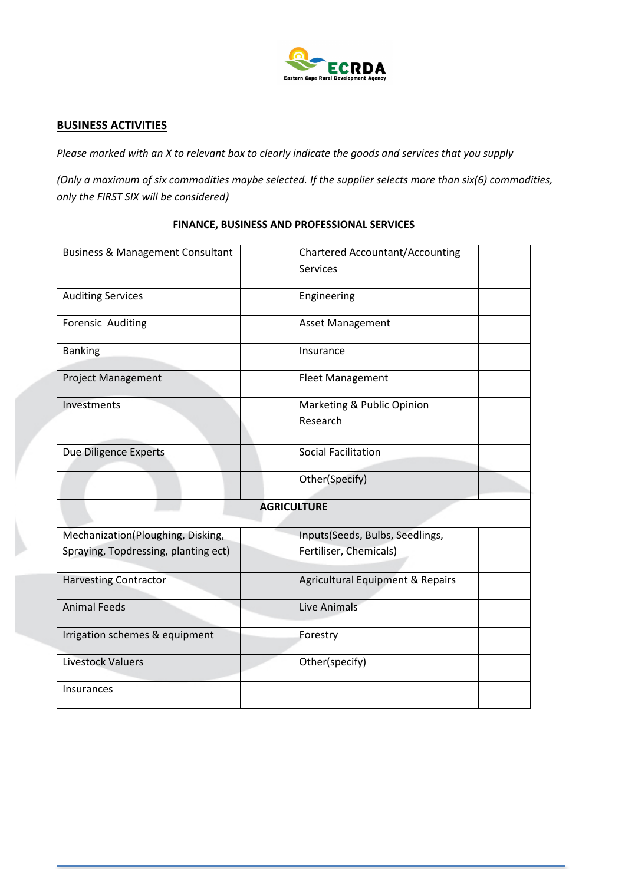## BUSINESS ACTIVITIES

*Please marked with an X to relevant box to clearly indicate the goods and services that you supply*

*(Only a maximum of six commodities maybe selected. If the supplier selects more than six(6) commodities, only the FIRST SIX will be considered)*

| FINANCE, BUSINESS AND PROFESSIONAL SERVICES | | | |
|---|---|---|---|
| Business & Management Consultant | | Chartered Accountant/Accounting Services | |
| Auditing Services | | Engineering | |
| Forensic Auditing | | Asset Management | |
| Banking | | Insurance | |
| Project Management | | Fleet Management | |
| Investments | | Marketing & Public Opinion Research | |
| Due Diligence Experts | | Social Facilitation | |
| | | Other(Specify) | |
| **AGRICULTURE** | | | |
| Mechanization(Ploughing, Disking, Spraying, Topdressing, planting ect) | | Inputs(Seeds, Bulbs, Seedlings, Fertiliser, Chemicals) | |
| Harvesting Contractor | | Agricultural Equipment & Repairs | |
| Animal Feeds | | Live Animals | |
| Irrigation schemes & equipment | | Forestry | |
| Livestock Valuers | | Other(specify) | |
| Insurances | | | |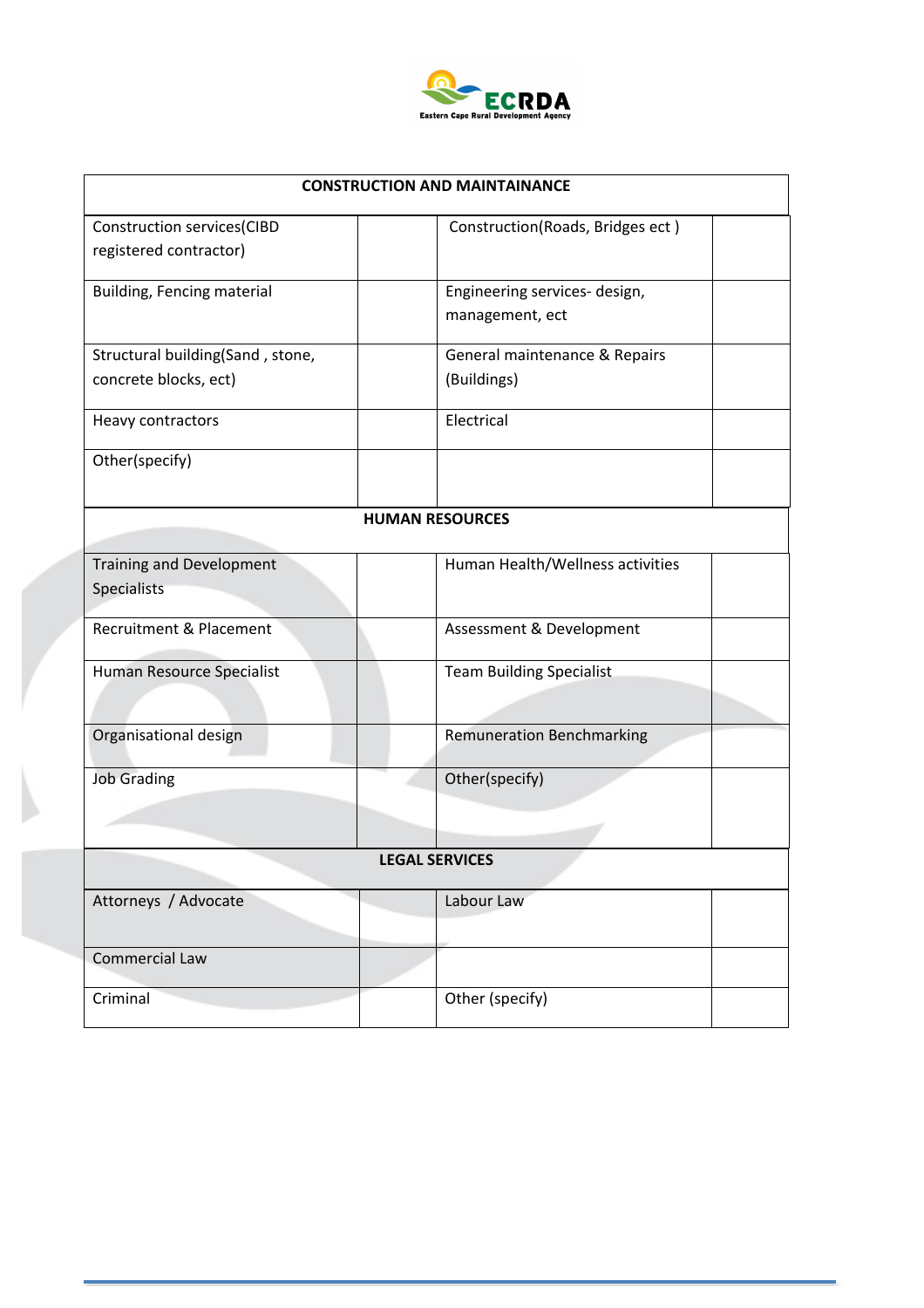| CONSTRUCTION AND MAINTAINANCE | | | |
|---|---|---|---|
| Construction services(CIBD registered contractor) | | Construction(Roads, Bridges ect ) | |
| Building, Fencing material | | Engineering services- design, management, ect | |
| Structural building(Sand , stone, concrete blocks, ect) | | General maintenance & Repairs (Buildings) | |
| Heavy contractors | | Electrical | |
| Other(specify) | | | |
| **HUMAN RESOURCES** | | | |
| Training and Development Specialists | | Human Health/Wellness activities | |
| Recruitment & Placement | | Assessment & Development | |
| Human Resource Specialist | | Team Building Specialist | |
| Organisational design | | Remuneration Benchmarking | |
| Job Grading | | Other(specify) | |
| **LEGAL SERVICES** | | | |
| Attorneys / Advocate | | Labour Law | |
| Commercial Law | | | |
| Criminal | | Other (specify) | |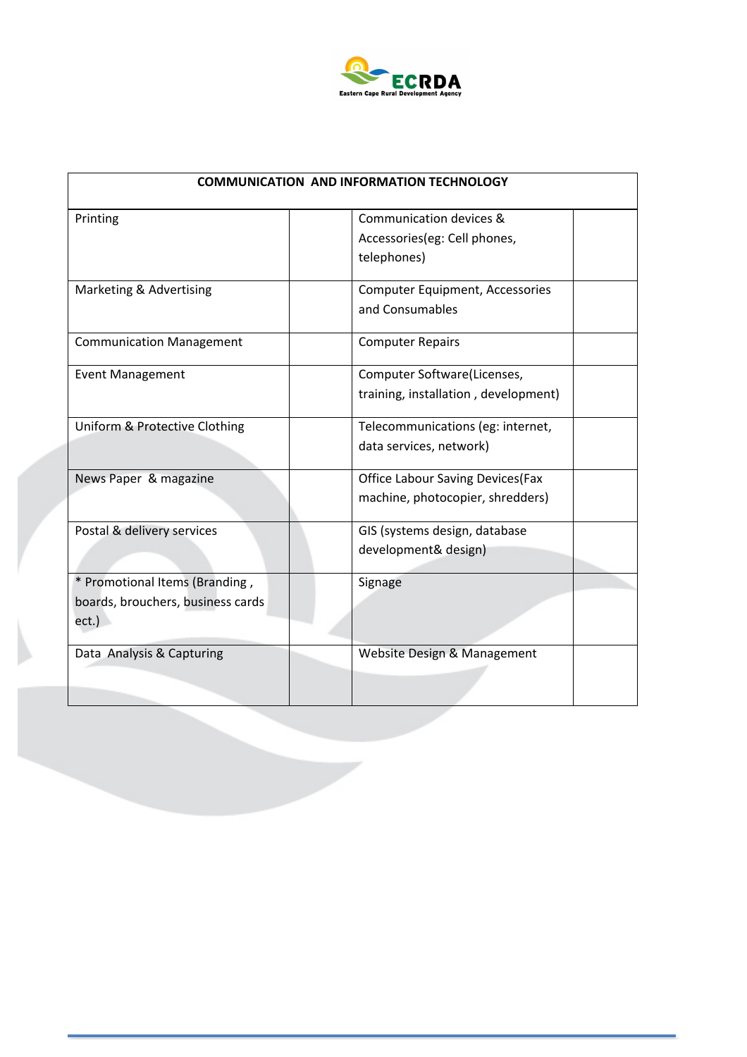| COMMUNICATION AND INFORMATION TECHNOLOGY | | | |
|---|---|---|---|
| Printing | | Communication devices & Accessories(eg: Cell phones, telephones) | |
| Marketing & Advertising | | Computer Equipment, Accessories and Consumables | |
| Communication Management | | Computer Repairs | |
| Event Management | | Computer Software(Licenses, training, installation , development) | |
| Uniform & Protective Clothing | | Telecommunications (eg: internet, data services, network) | |
| News Paper & magazine | | Office Labour Saving Devices(Fax machine, photocopier, shredders) | |
| Postal & delivery services | | GIS (systems design, database development& design) | |
| * Promotional Items (Branding , boards, brouchers, business cards ect.) | | Signage | |
| Data Analysis & Capturing | | Website Design & Management | |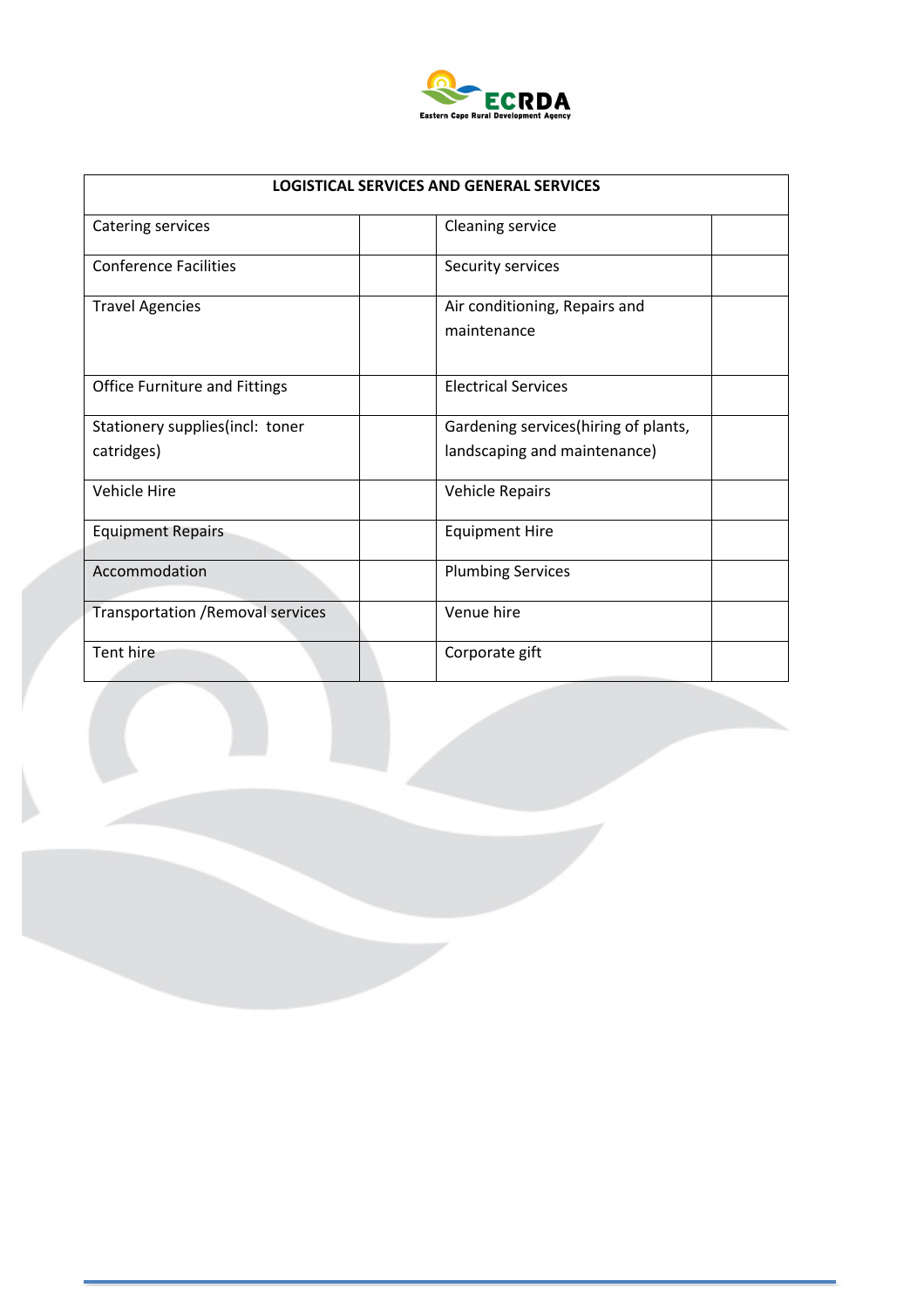| LOGISTICAL SERVICES AND GENERAL SERVICES | | | |
|---|---|---|---|
| Catering services | | Cleaning service | |
| Conference Facilities | | Security services | |
| Travel Agencies | | Air conditioning, Repairs and maintenance | |
| Office Furniture and Fittings | | Electrical Services | |
| Stationery supplies(incl: toner catridges) | | Gardening services(hiring of plants, landscaping and maintenance) | |
| Vehicle Hire | | Vehicle Repairs | |
| Equipment Repairs | | Equipment Hire | |
| Accommodation | | Plumbing Services | |
| Transportation /Removal services | | Venue hire | |
| Tent hire | | Corporate gift | |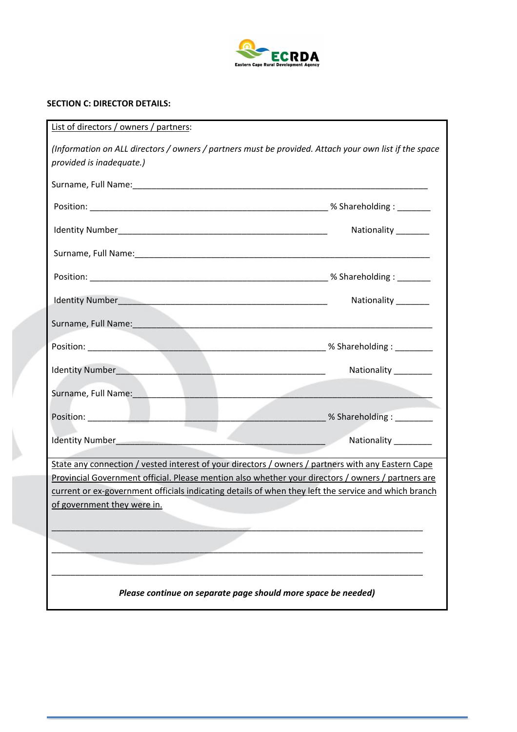**SECTION C: DIRECTOR DETAILS:**

List of directors / owners / partners:

*(Information on ALL directors / owners / partners must be provided. Attach your own list if the space provided is inadequate.)*

Surname, Full Name:_______________________________________________________________

Position: ____________________________________________ % Shareholding : _______

Identity Number_______________________________________ Nationality _______

Surname, Full Name:_______________________________________________________________

Position: ____________________________________________ % Shareholding : _______

Identity Number_______________________________________ Nationality _______

Surname, Full Name:_______________________________________________________________

Position: ____________________________________________ % Shareholding : ________

Identity Number_______________________________________ Nationality ________

Surname, Full Name:_______________________________________________________________

Position: ____________________________________________ % Shareholding : ________

Identity Number_______________________________________ Nationality ________

State any connection / vested interest of your directors / owners / partners with any Eastern Cape Provincial Government official. Please mention also whether your directors / owners / partners are current or ex-government officials indicating details of when they left the service and which branch of government they were in.

______________________________________________________________________________

______________________________________________________________________________

______________________________________________________________________________

***Please continue on separate page should more space be needed)***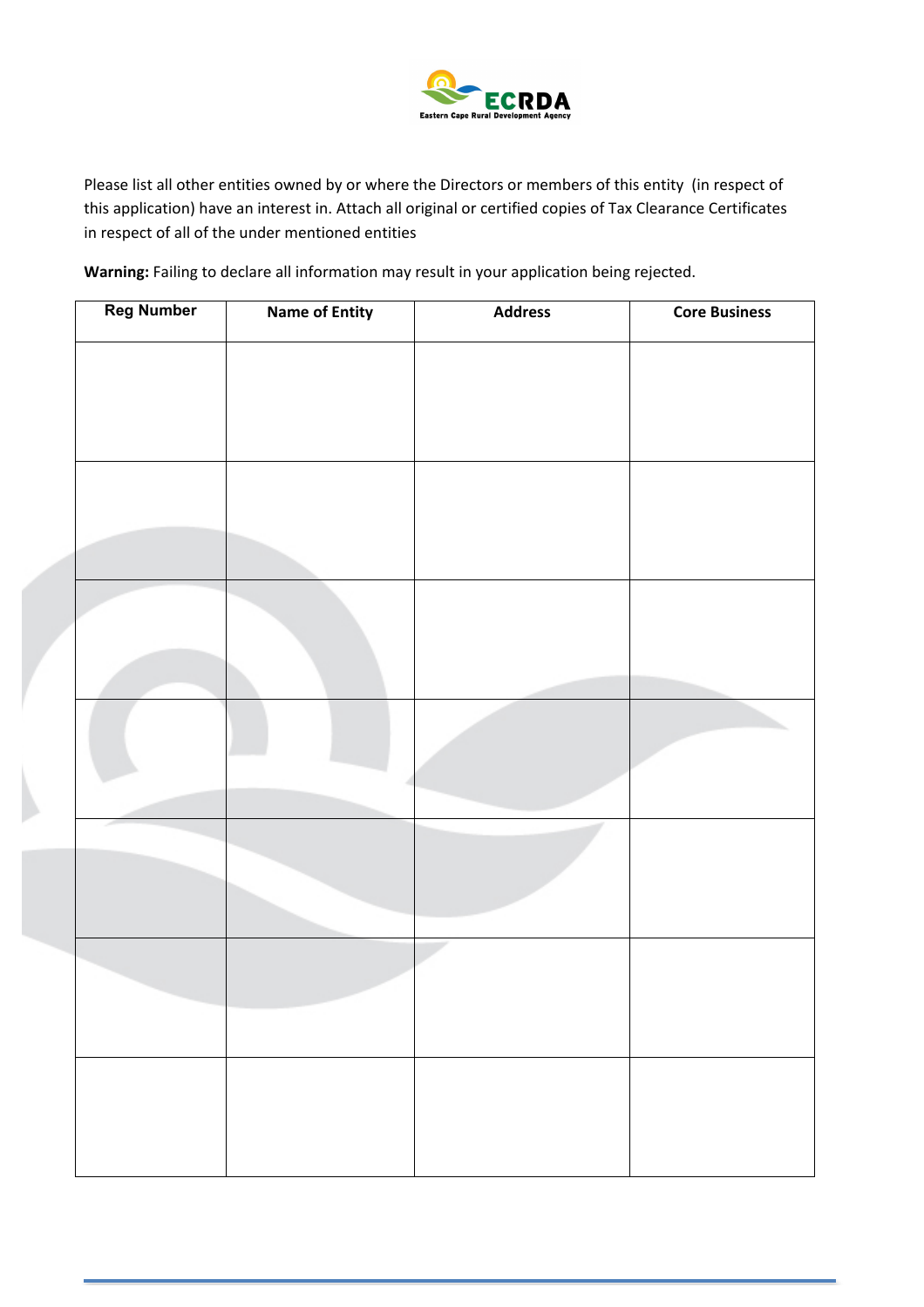Please list all other entities owned by or where the Directors or members of this entity (in respect of this application) have an interest in. Attach all original or certified copies of Tax Clearance Certificates in respect of all of the under mentioned entities

**Warning:** Failing to declare all information may result in your application being rejected.

| Reg Number | Name of Entity | Address | Core Business |
|---|---|---|---|
| | | | |
| | | | |
| | | | |
| | | | |
| | | | |
| | | | |
| | | | |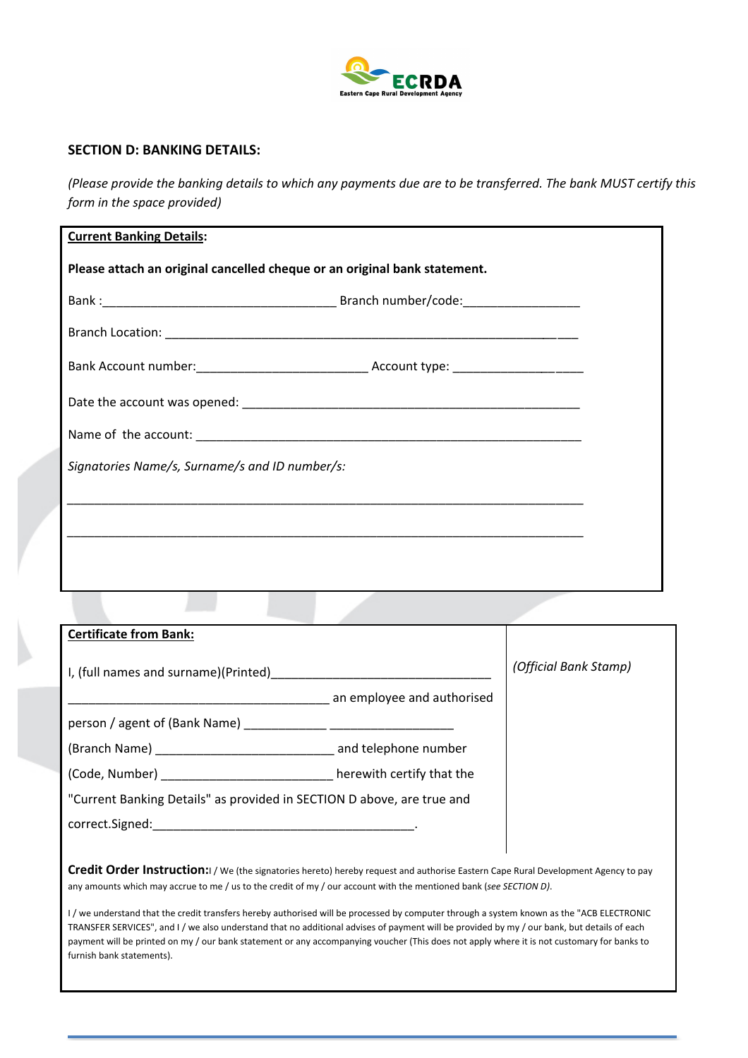### SECTION D: BANKING DETAILS:

*(Please provide the banking details to which any payments due are to be transferred. The bank MUST certify this form in the space provided)*

**Current Banking Details:**

**Please attach an original cancelled cheque or an original bank statement.**

Bank :__________________________________ Branch number/code:_________________

Branch Location: ____________________________________________________________

Bank Account number:_________________________ Account type: ___________________

Date the account was opened: __________________________________________________

Name of the account: ________________________________________________________

*Signatories Name/s, Surname/s and ID number/s:*

____________________________________________________________________________

____________________________________________________________________________

**Certificate from Bank:**

I, (full names and surname)(Printed)________________________________

______________________________________ an employee and authorised

person / agent of (Bank Name) ____________ ___________________

(Branch Name) __________________________ and telephone number

(Code, Number) _________________________ herewith certify that the

"Current Banking Details" as provided in SECTION D above, are true and

correct.Signed:______________________________________.

*(Official Bank Stamp)*

**Credit Order Instruction:** I / We (the signatories hereto) hereby request and authorise Eastern Cape Rural Development Agency to pay any amounts which may accrue to me / us to the credit of my / our account with the mentioned bank (*see SECTION D)*.

I / we understand that the credit transfers hereby authorised will be processed by computer through a system known as the "ACB ELECTRONIC TRANSFER SERVICES", and I / we also understand that no additional advises of payment will be provided by my / our bank, but details of each payment will be printed on my / our bank statement or any accompanying voucher (This does not apply where it is not customary for banks to furnish bank statements).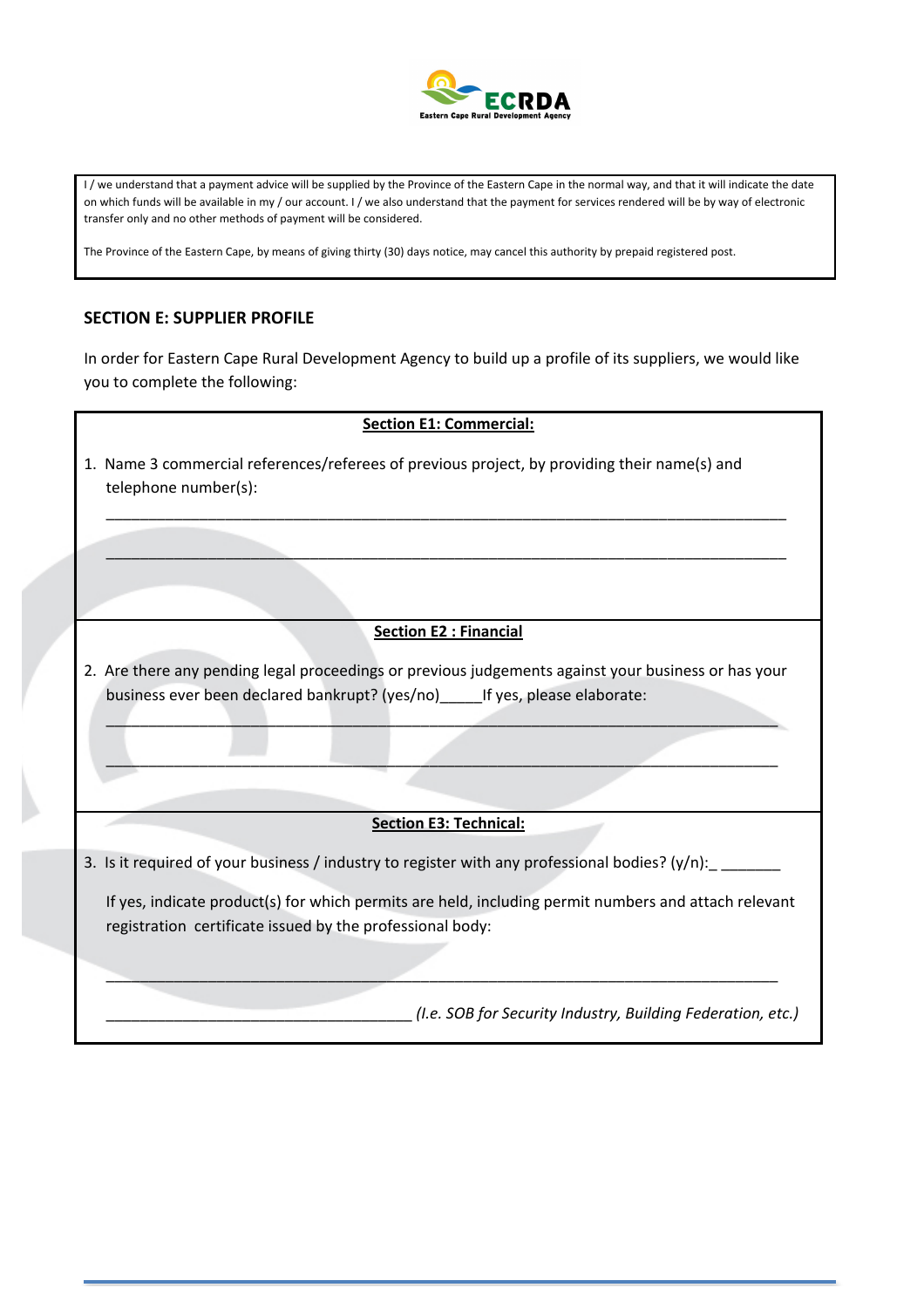I / we understand that a payment advice will be supplied by the Province of the Eastern Cape in the normal way, and that it will indicate the date on which funds will be available in my / our account. I / we also understand that the payment for services rendered will be by way of electronic transfer only and no other methods of payment will be considered.

The Province of the Eastern Cape, by means of giving thirty (30) days notice, may cancel this authority by prepaid registered post.

## SECTION E: SUPPLIER PROFILE

In order for Eastern Cape Rural Development Agency to build up a profile of its suppliers, we would like you to complete the following:

**Section E1: Commercial:**

1. Name 3 commercial references/referees of previous project, by providing their name(s) and telephone number(s):

   ______________________________________________________________________________

   ______________________________________________________________________________

**Section E2 : Financial**

2. Are there any pending legal proceedings or previous judgements against your business or has your business ever been declared bankrupt? (yes/no)_____If yes, please elaborate:

   ______________________________________________________________________________

   ______________________________________________________________________________

**Section E3: Technical:**

3. Is it required of your business / industry to register with any professional bodies? (y/n):_ _______

   If yes, indicate product(s) for which permits are held, including permit numbers and attach relevant registration certificate issued by the professional body:

   ______________________________________________________________________________

   ____________________________________ *(I.e. SOB for Security Industry, Building Federation, etc.)*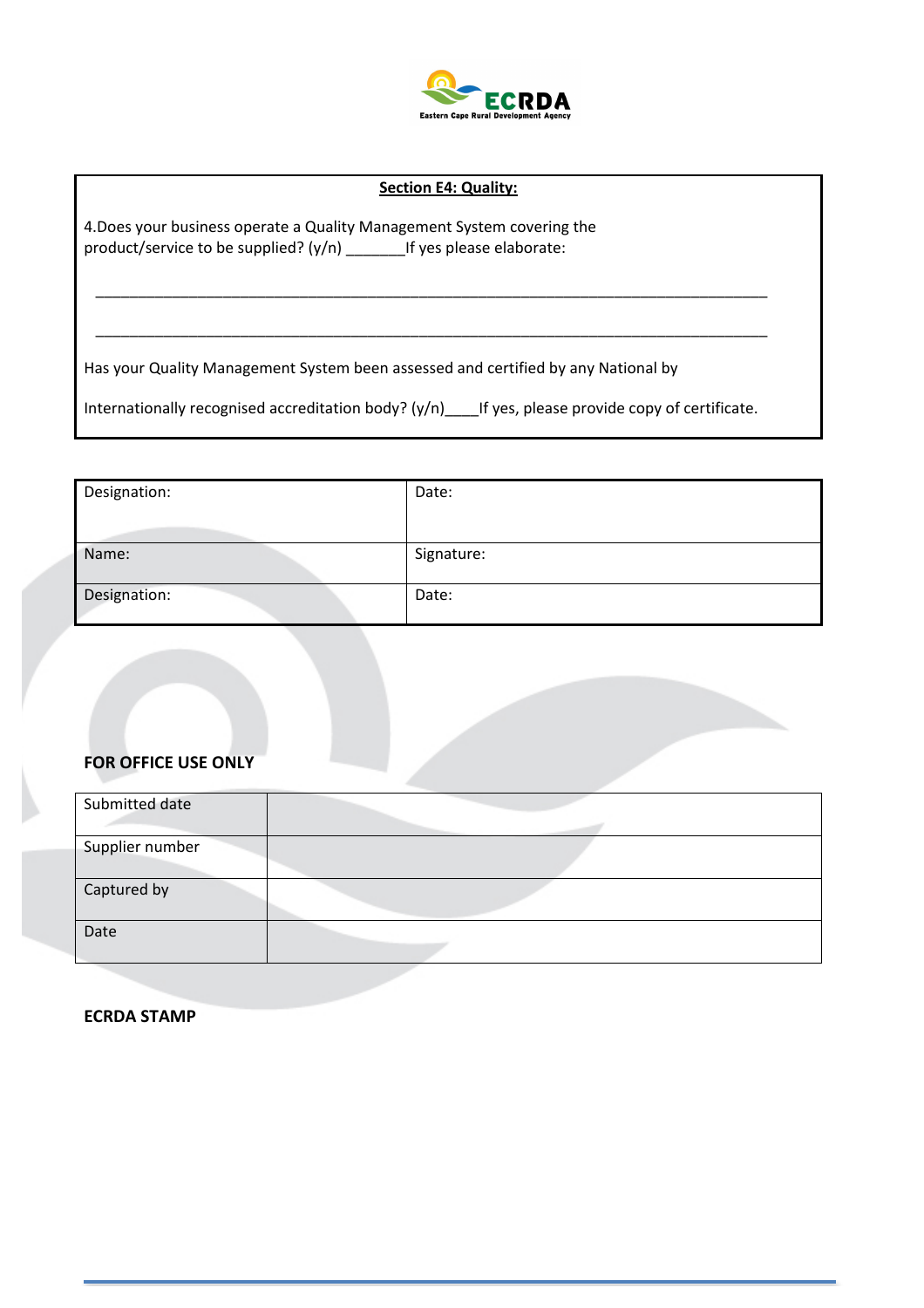**Section E4: Quality:**

4.Does your business operate a Quality Management System covering the product/service to be supplied? (y/n) _______If yes please elaborate:

_______________________________________________________________________________

_______________________________________________________________________________

Has your Quality Management System been assessed and certified by any National by

Internationally recognised accreditation body? (y/n)____If yes, please provide copy of certificate.

| | |
|---|---|
| Designation: | Date: |
| Name: | Signature: |
| Designation: | Date: |

**FOR OFFICE USE ONLY**

| | |
|---|---|
| Submitted date | |
| Supplier number | |
| Captured by | |
| Date | |

**ECRDA STAMP**